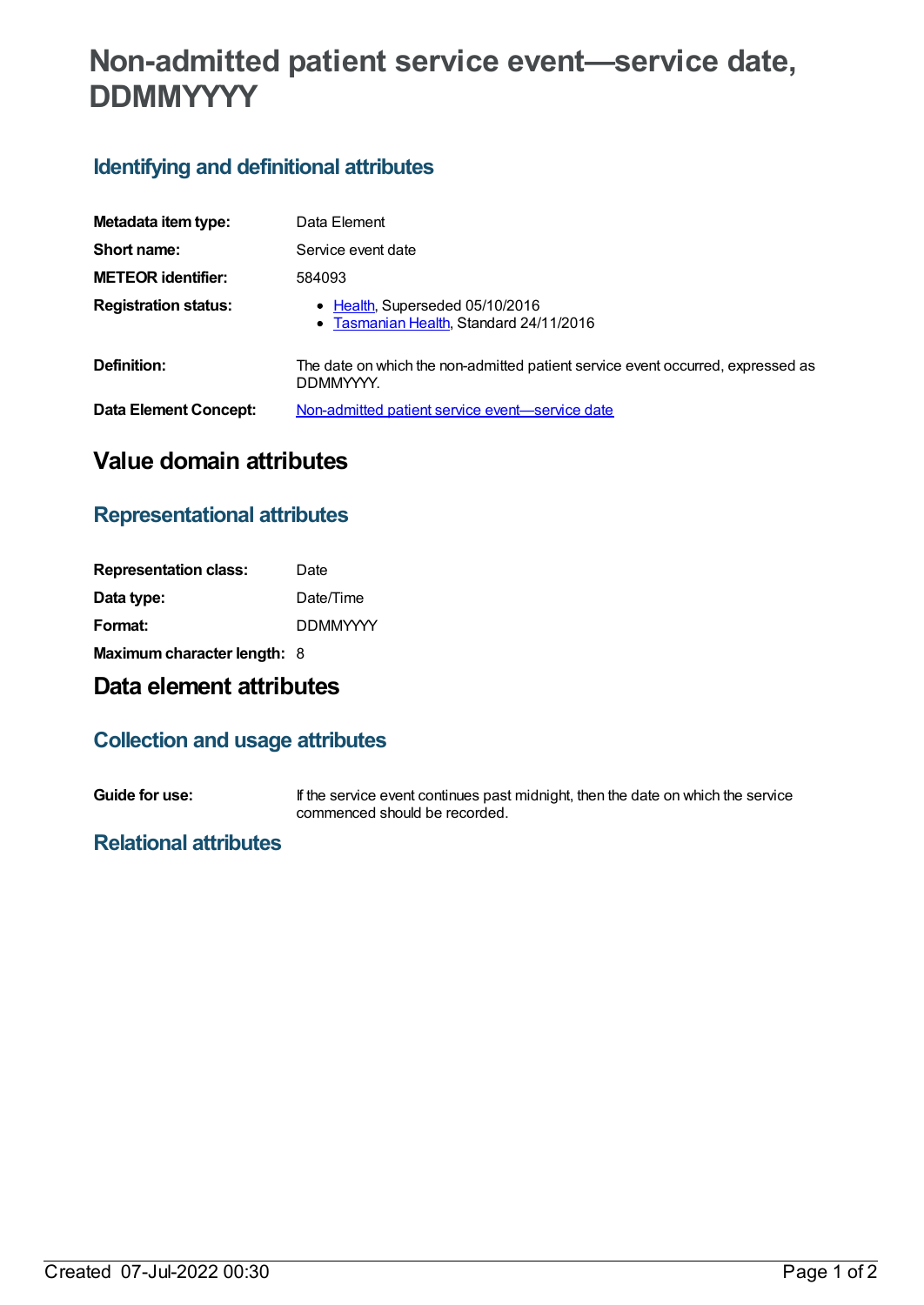# Non-admitted patient service event—service date, DDMMYYYY

## Identifying and definitional attributes

| | |
|---|---|
| **Metadata item type:** | Data Element |
| **Short name:** | Service event date |
| **METEOR identifier:** | 584093 |
| **Registration status:** | • Health, Superseded 05/10/2016<br>• Tasmanian Health, Standard 24/11/2016 |
| **Definition:** | The date on which the non-admitted patient service event occurred, expressed as DDMMYYYY. |
| **Data Element Concept:** | Non-admitted patient service event—service date |

# Value domain attributes

## Representational attributes

| | |
|---|---|
| **Representation class:** | Date |
| **Data type:** | Date/Time |
| **Format:** | DDMMYYYY |
| **Maximum character length:** | 8 |

# Data element attributes

## Collection and usage attributes

| | |
|---|---|
| **Guide for use:** | If the service event continues past midnight, then the date on which the service commenced should be recorded. |

## Relational attributes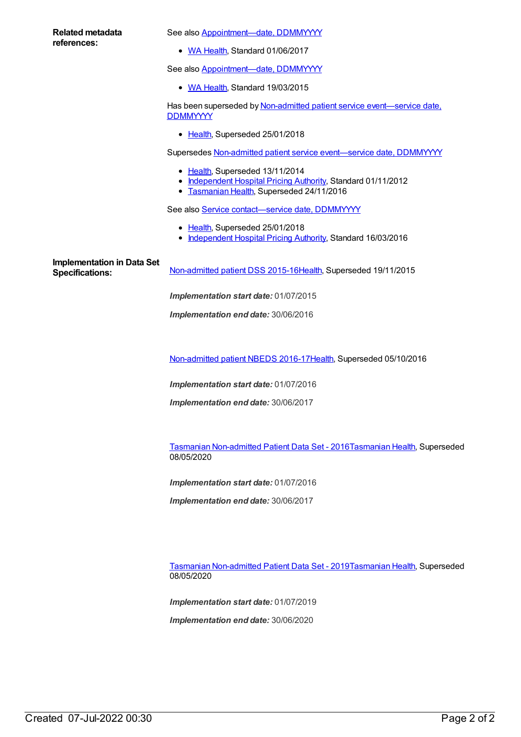**Related metadata references:**

See also Appointment—date, DDMMYYYY

- WA Health, Standard 01/06/2017

See also Appointment—date, DDMMYYYY

- WA Health, Standard 19/03/2015

Has been superseded by Non-admitted patient service event—service date, DDMMYYYY

- Health, Superseded 25/01/2018

Supersedes Non-admitted patient service event—service date, DDMMYYYY

- Health, Superseded 13/11/2014
- Independent Hospital Pricing Authority, Standard 01/11/2012
- Tasmanian Health, Superseded 24/11/2016

See also Service contact—service date, DDMMYYYY

- Health, Superseded 25/01/2018
- Independent Hospital Pricing Authority, Standard 16/03/2016

**Implementation in Data Set Specifications:**

Non-admitted patient DSS 2015-16Health, Superseded 19/11/2015

***Implementation start date:*** 01/07/2015

***Implementation end date:*** 30/06/2016

Non-admitted patient NBEDS 2016-17Health, Superseded 05/10/2016

***Implementation start date:*** 01/07/2016

***Implementation end date:*** 30/06/2017

Tasmanian Non-admitted Patient Data Set - 2016Tasmanian Health, Superseded 08/05/2020

***Implementation start date:*** 01/07/2016

***Implementation end date:*** 30/06/2017

Tasmanian Non-admitted Patient Data Set - 2019Tasmanian Health, Superseded 08/05/2020

***Implementation start date:*** 01/07/2019

***Implementation end date:*** 30/06/2020